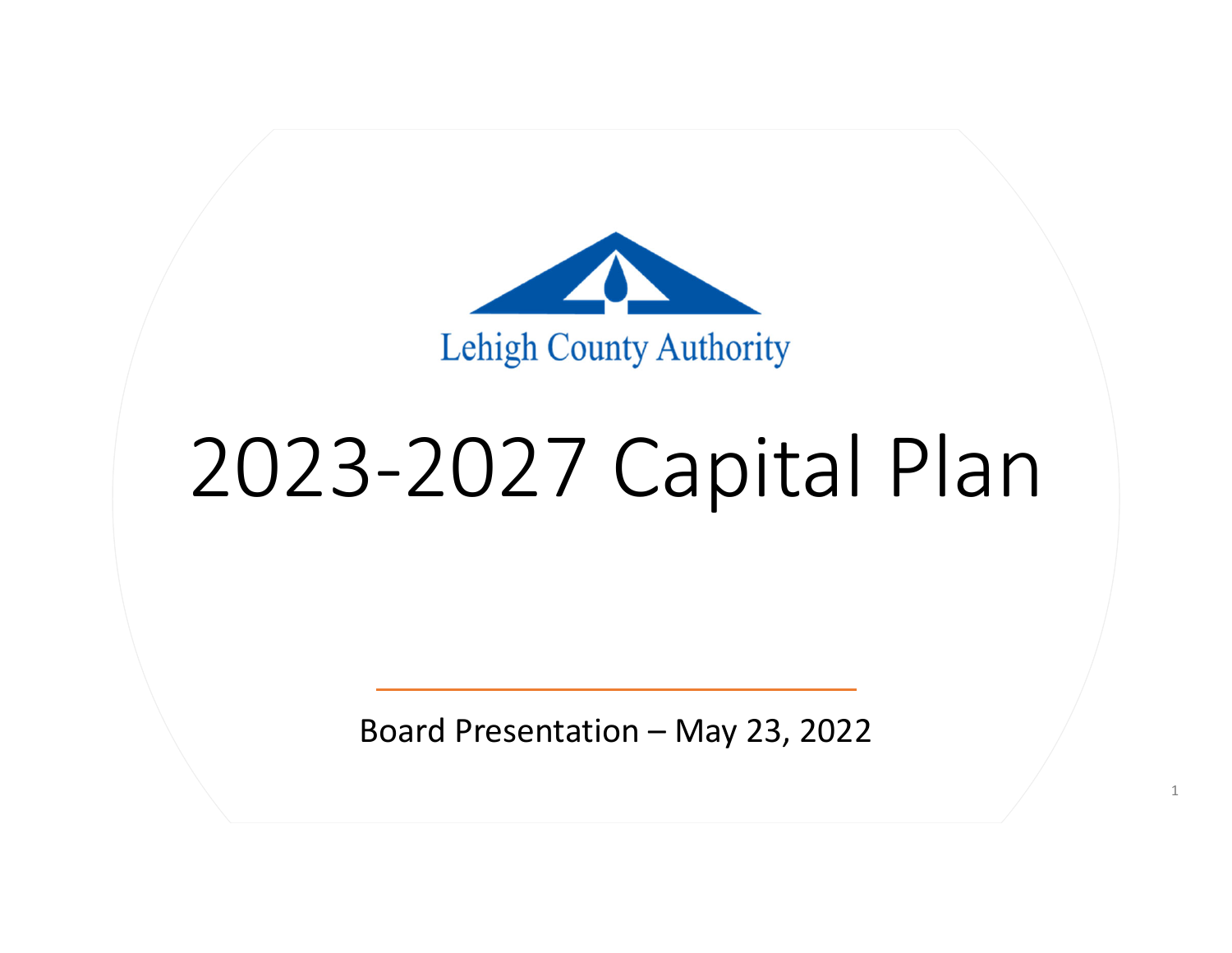Lehigh County Authority

# 2023-2027 Capital Plan

Board Presentation – May 23, 2022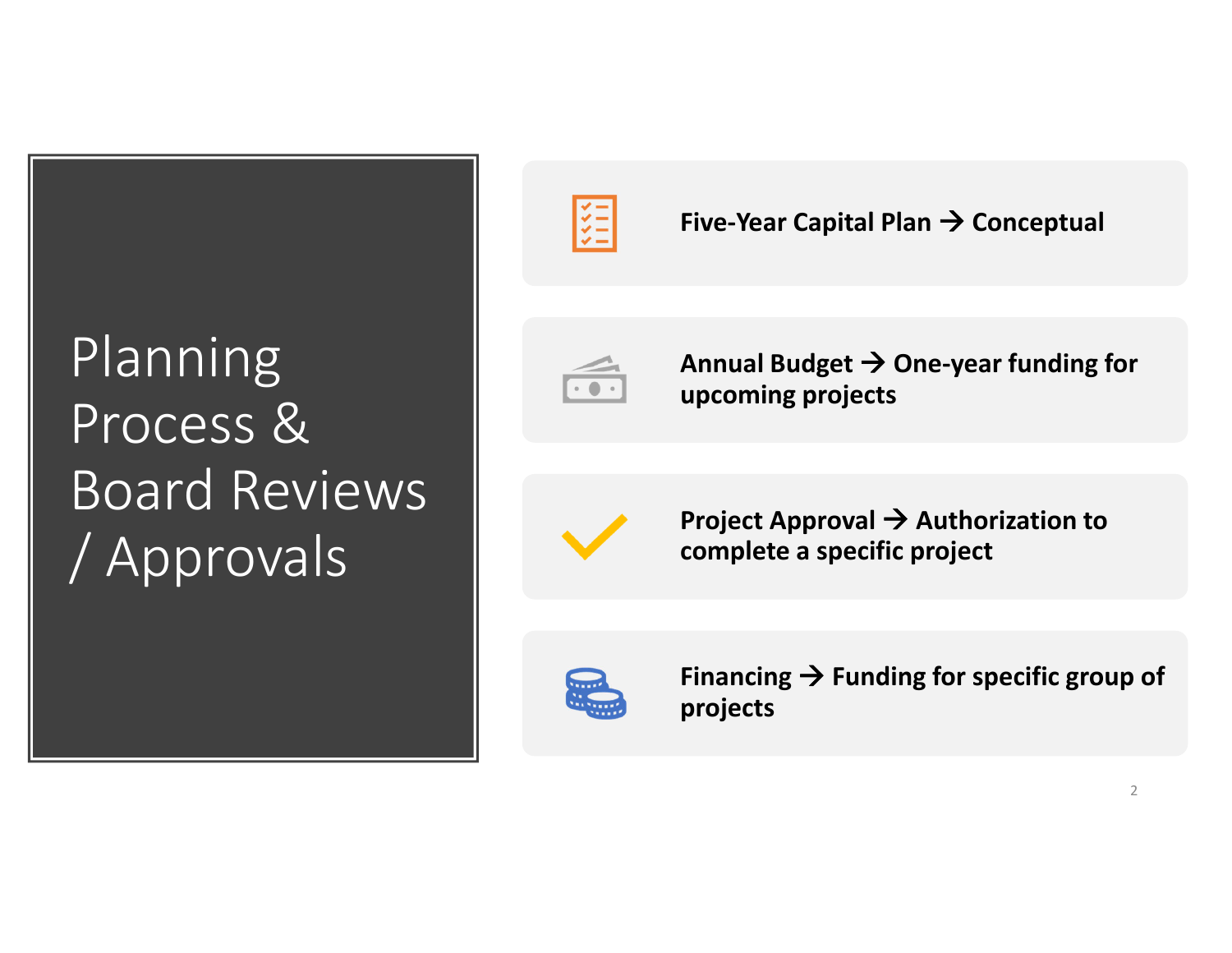# Planning Process & Board Reviews / Approvals

- **Five-Year Capital Plan → Conceptual**
- **Annual Budget → One-year funding for upcoming projects**
- **Project Approval → Authorization to complete a specific project**
- **Financing → Funding for specific group of projects**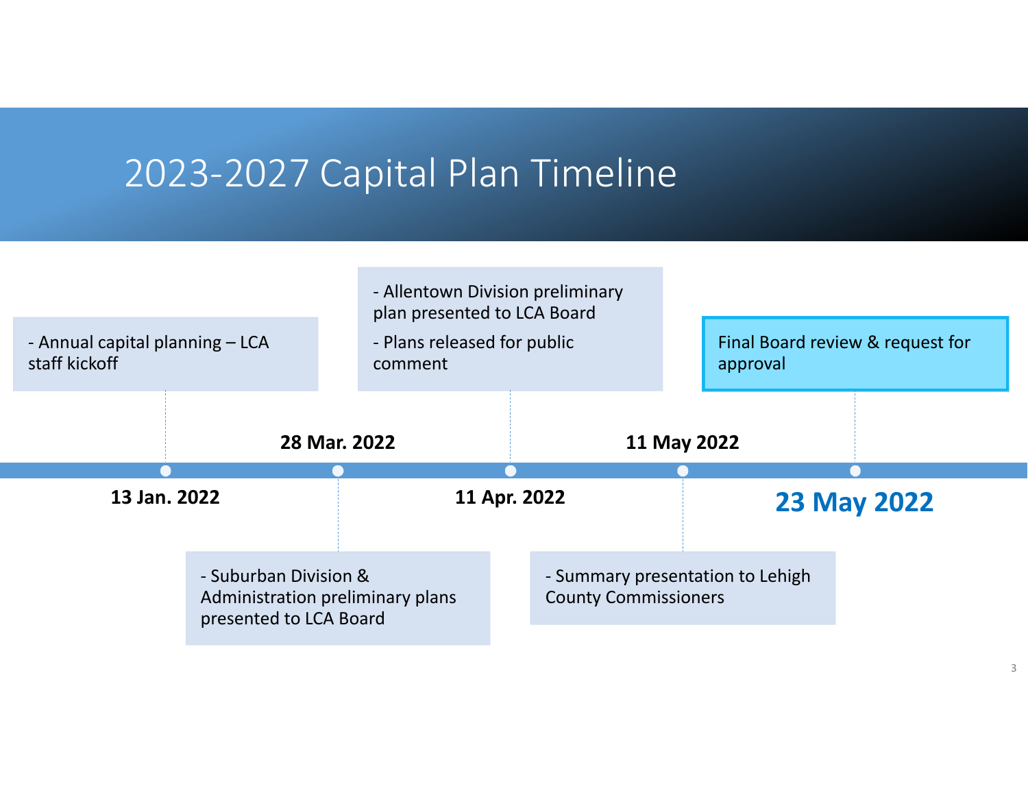# 2023-2027 Capital Plan Timeline

**13 Jan. 2022**
- Annual capital planning – LCA staff kickoff

**28 Mar. 2022**
- Suburban Division & Administration preliminary plans presented to LCA Board

**11 Apr. 2022**
- Allentown Division preliminary plan presented to LCA Board
- Plans released for public comment

**11 May 2022**
- Summary presentation to Lehigh County Commissioners

**23 May 2022**

Final Board review & request for approval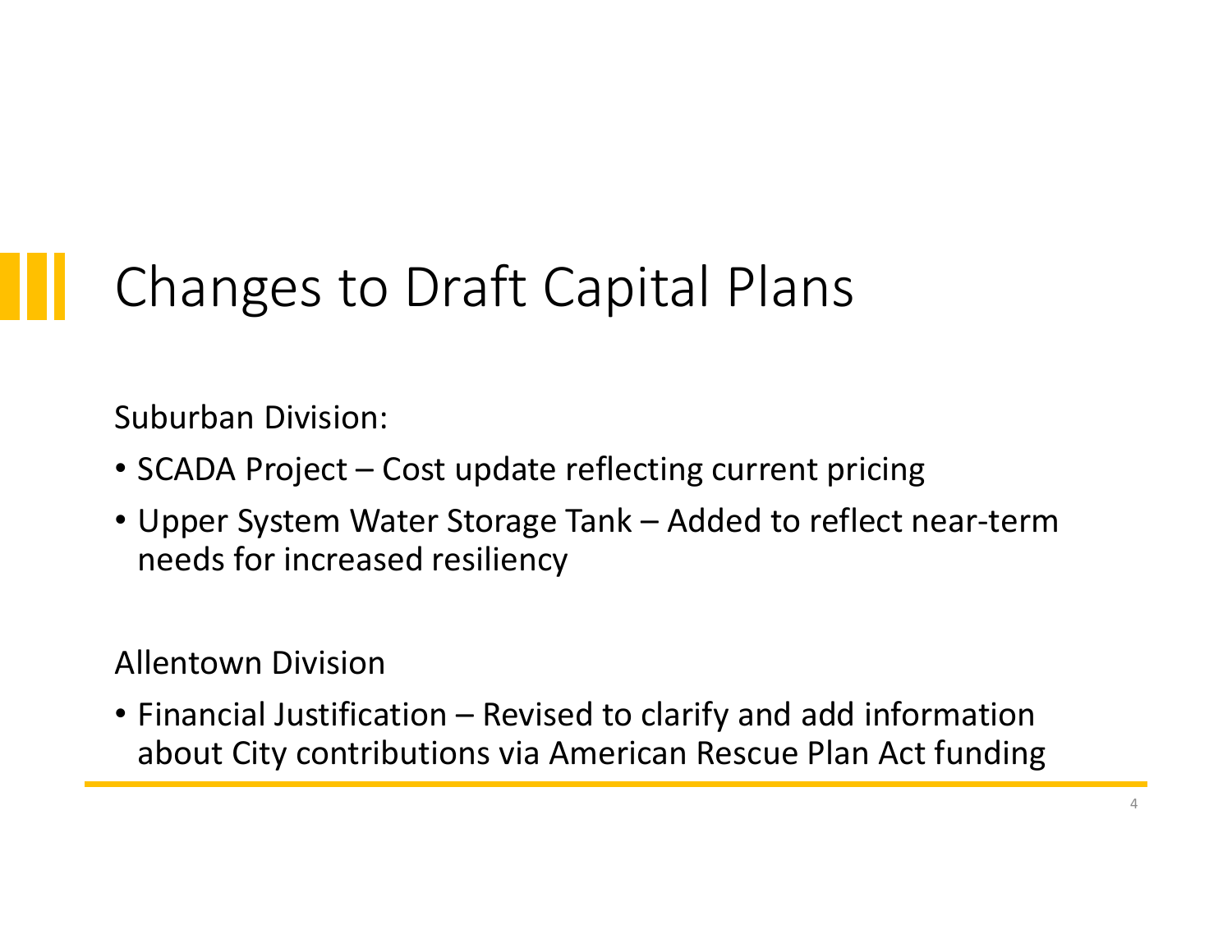# Changes to Draft Capital Plans

Suburban Division:

- SCADA Project – Cost update reflecting current pricing
- Upper System Water Storage Tank – Added to reflect near-term needs for increased resiliency

Allentown Division

- Financial Justification – Revised to clarify and add information about City contributions via American Rescue Plan Act funding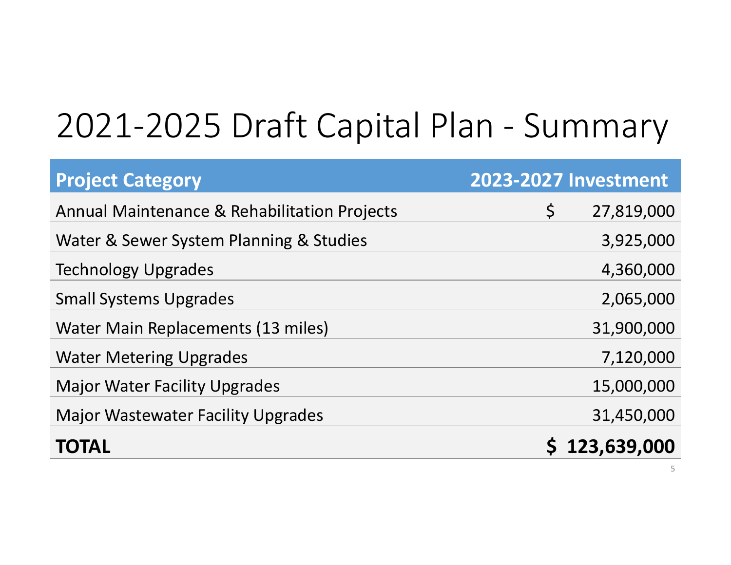# 2021-2025 Draft Capital Plan - Summary

| **Project Category** | **2023-2027 Investment** |
|---|---|
| Annual Maintenance & Rehabilitation Projects | $ 27,819,000 |
| Water & Sewer System Planning & Studies | 3,925,000 |
| Technology Upgrades | 4,360,000 |
| Small Systems Upgrades | 2,065,000 |
| Water Main Replacements (13 miles) | 31,900,000 |
| Water Metering Upgrades | 7,120,000 |
| Major Water Facility Upgrades | 15,000,000 |
| Major Wastewater Facility Upgrades | 31,450,000 |
| **TOTAL** | **$ 123,639,000** |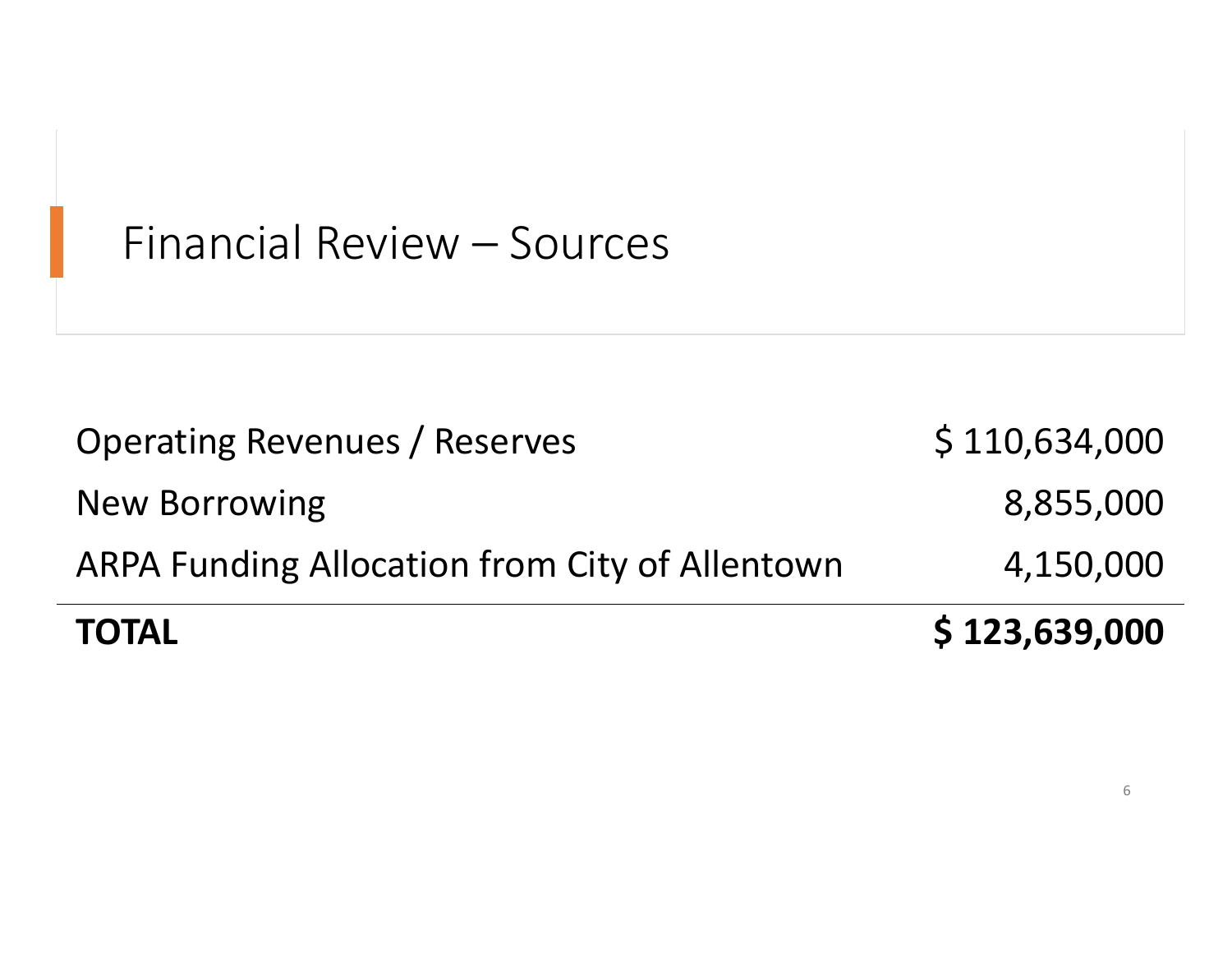# Financial Review – Sources

| | |
|---|---:|
| Operating Revenues / Reserves | $ 110,634,000 |
| New Borrowing | 8,855,000 |
| ARPA Funding Allocation from City of Allentown | 4,150,000 |
| **TOTAL** | **$ 123,639,000** |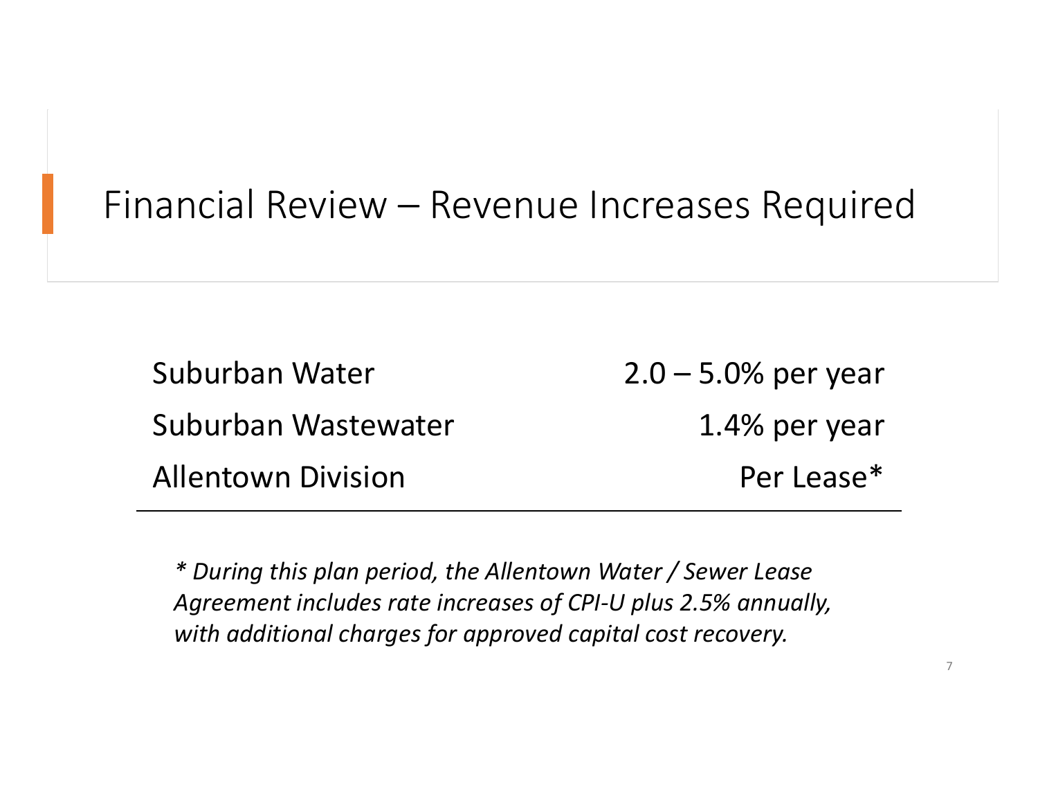# Financial Review – Revenue Increases Required

| | |
|---|---|
| Suburban Water | 2.0 – 5.0% per year |
| Suburban Wastewater | 1.4% per year |
| Allentown Division | Per Lease* |

*\* During this plan period, the Allentown Water / Sewer Lease Agreement includes rate increases of CPI-U plus 2.5% annually, with additional charges for approved capital cost recovery.*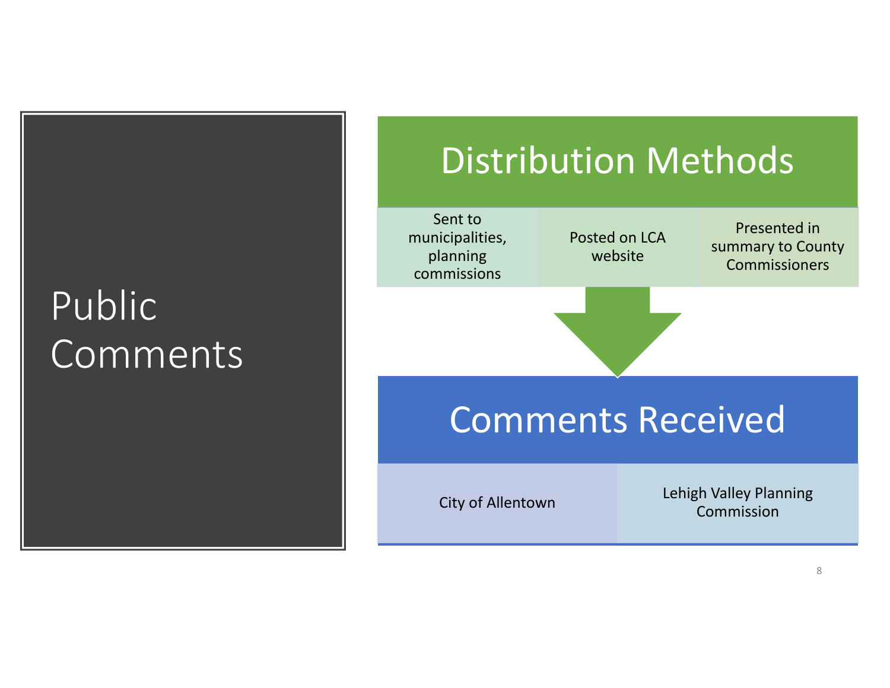# Public Comments

## Distribution Methods

- Sent to municipalities, planning commissions
- Posted on LCA website
- Presented in summary to County Commissioners

## Comments Received

- City of Allentown
- Lehigh Valley Planning Commission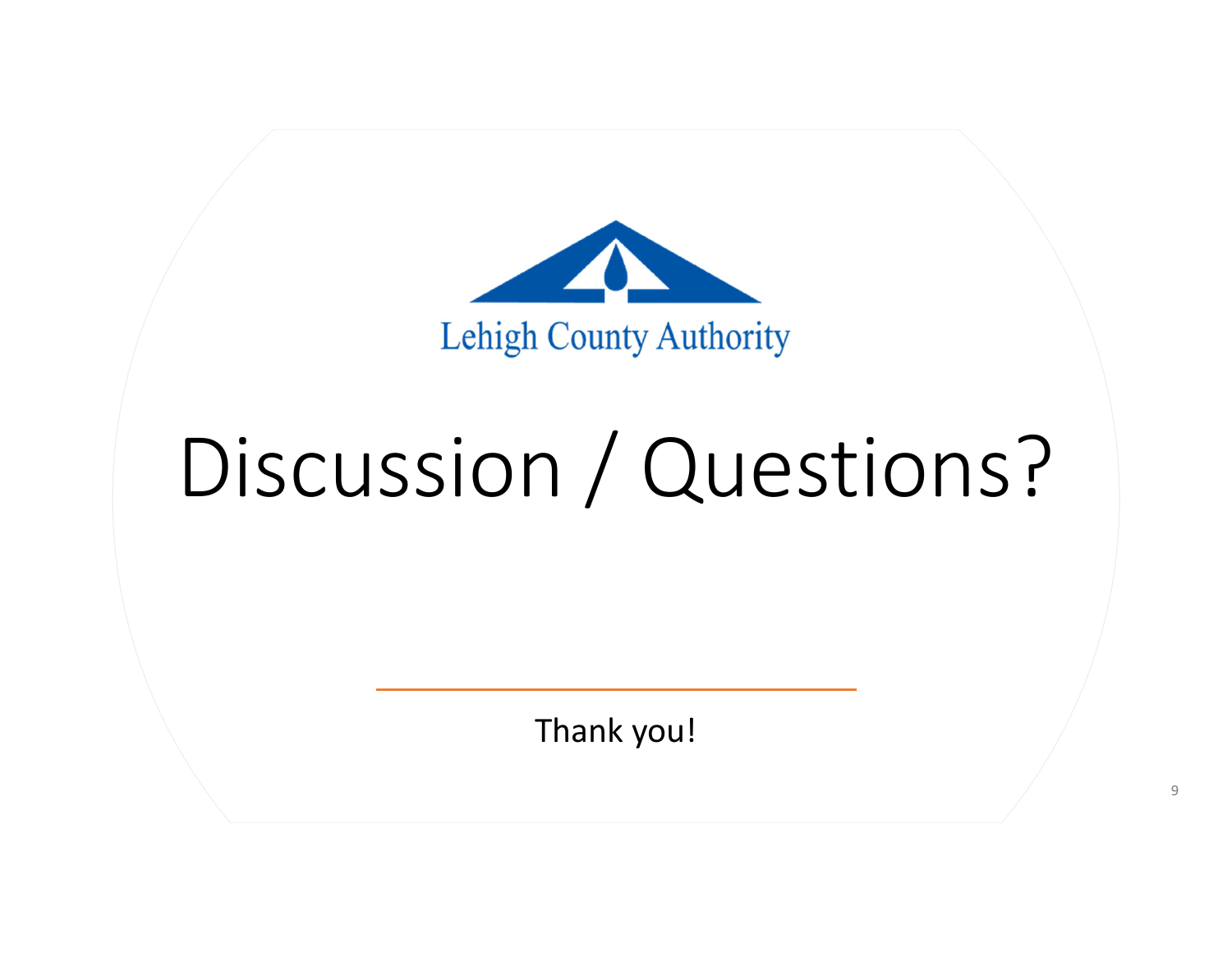Lehigh County Authority

# Discussion / Questions?

Thank you!